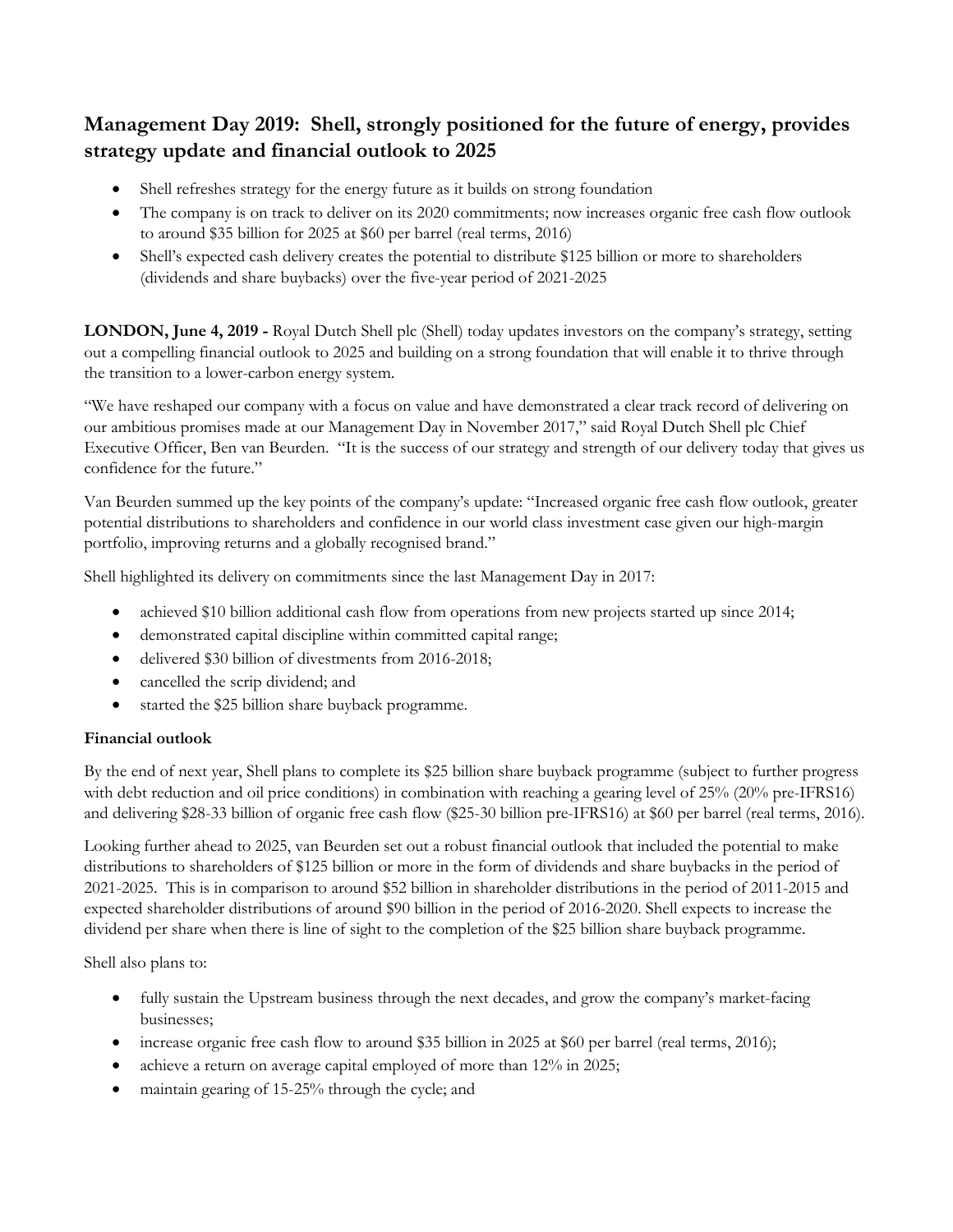# Management Day 2019: Shell, strongly positioned for the future of energy, provides strategy update and financial outlook to 2025

- Shell refreshes strategy for the energy future as it builds on strong foundation
- The company is on track to deliver on its 2020 commitments; now increases organic free cash flow outlook to around $35 billion for 2025 at $60 per barrel (real terms, 2016)
- Shell's expected cash delivery creates the potential to distribute $125 billion or more to shareholders (dividends and share buybacks) over the five-year period of 2021-2025

**LONDON, June 4, 2019 -** Royal Dutch Shell plc (Shell) today updates investors on the company's strategy, setting out a compelling financial outlook to 2025 and building on a strong foundation that will enable it to thrive through the transition to a lower-carbon energy system.

"We have reshaped our company with a focus on value and have demonstrated a clear track record of delivering on our ambitious promises made at our Management Day in November 2017," said Royal Dutch Shell plc Chief Executive Officer, Ben van Beurden. "It is the success of our strategy and strength of our delivery today that gives us confidence for the future."

Van Beurden summed up the key points of the company's update: "Increased organic free cash flow outlook, greater potential distributions to shareholders and confidence in our world class investment case given our high-margin portfolio, improving returns and a globally recognised brand."

Shell highlighted its delivery on commitments since the last Management Day in 2017:

- achieved $10 billion additional cash flow from operations from new projects started up since 2014;
- demonstrated capital discipline within committed capital range;
- delivered $30 billion of divestments from 2016-2018;
- cancelled the scrip dividend; and
- started the $25 billion share buyback programme.

**Financial outlook**

By the end of next year, Shell plans to complete its $25 billion share buyback programme (subject to further progress with debt reduction and oil price conditions) in combination with reaching a gearing level of 25% (20% pre-IFRS16) and delivering $28-33 billion of organic free cash flow ($25-30 billion pre-IFRS16) at $60 per barrel (real terms, 2016).

Looking further ahead to 2025, van Beurden set out a robust financial outlook that included the potential to make distributions to shareholders of $125 billion or more in the form of dividends and share buybacks in the period of 2021-2025. This is in comparison to around $52 billion in shareholder distributions in the period of 2011-2015 and expected shareholder distributions of around $90 billion in the period of 2016-2020. Shell expects to increase the dividend per share when there is line of sight to the completion of the $25 billion share buyback programme.

Shell also plans to:

- fully sustain the Upstream business through the next decades, and grow the company's market-facing businesses;
- increase organic free cash flow to around $35 billion in 2025 at $60 per barrel (real terms, 2016);
- achieve a return on average capital employed of more than 12% in 2025;
- maintain gearing of 15-25% through the cycle; and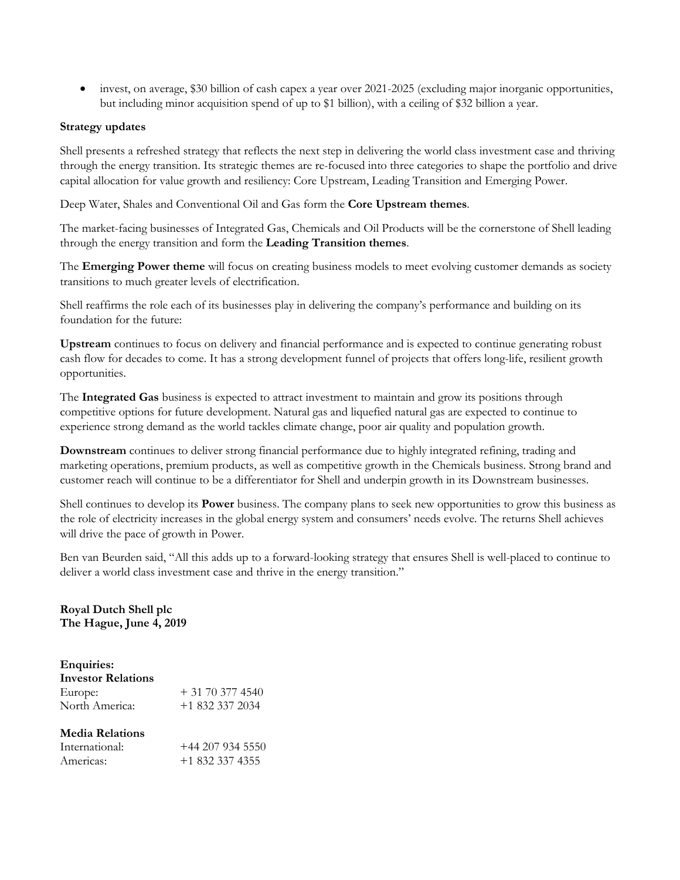- invest, on average, $30 billion of cash capex a year over 2021-2025 (excluding major inorganic opportunities, but including minor acquisition spend of up to $1 billion), with a ceiling of $32 billion a year.

**Strategy updates**

Shell presents a refreshed strategy that reflects the next step in delivering the world class investment case and thriving through the energy transition. Its strategic themes are re-focused into three categories to shape the portfolio and drive capital allocation for value growth and resiliency: Core Upstream, Leading Transition and Emerging Power.

Deep Water, Shales and Conventional Oil and Gas form the **Core Upstream themes**.

The market-facing businesses of Integrated Gas, Chemicals and Oil Products will be the cornerstone of Shell leading through the energy transition and form the **Leading Transition themes**.

The **Emerging Power theme** will focus on creating business models to meet evolving customer demands as society transitions to much greater levels of electrification.

Shell reaffirms the role each of its businesses play in delivering the company's performance and building on its foundation for the future:

**Upstream** continues to focus on delivery and financial performance and is expected to continue generating robust cash flow for decades to come. It has a strong development funnel of projects that offers long-life, resilient growth opportunities.

The **Integrated Gas** business is expected to attract investment to maintain and grow its positions through competitive options for future development. Natural gas and liquefied natural gas are expected to continue to experience strong demand as the world tackles climate change, poor air quality and population growth.

**Downstream** continues to deliver strong financial performance due to highly integrated refining, trading and marketing operations, premium products, as well as competitive growth in the Chemicals business. Strong brand and customer reach will continue to be a differentiator for Shell and underpin growth in its Downstream businesses.

Shell continues to develop its **Power** business. The company plans to seek new opportunities to grow this business as the role of electricity increases in the global energy system and consumers' needs evolve. The returns Shell achieves will drive the pace of growth in Power.

Ben van Beurden said, "All this adds up to a forward-looking strategy that ensures Shell is well-placed to continue to deliver a world class investment case and thrive in the energy transition."

**Royal Dutch Shell plc**
**The Hague, June 4, 2019**

**Enquiries:**
**Investor Relations**

Europe: + 31 70 377 4540
North America: +1 832 337 2034

**Media Relations**

International: +44 207 934 5550
Americas: +1 832 337 4355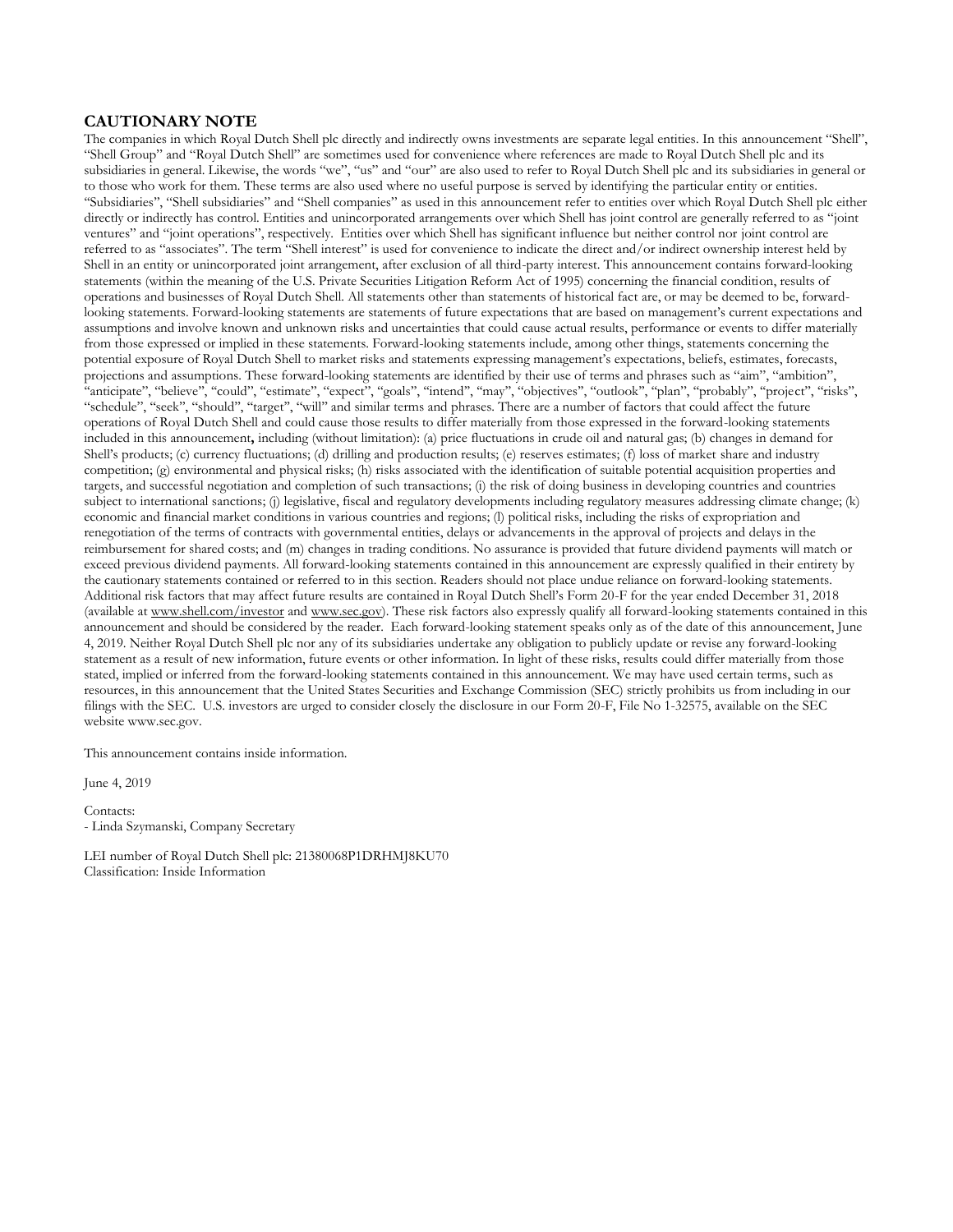## CAUTIONARY NOTE

The companies in which Royal Dutch Shell plc directly and indirectly owns investments are separate legal entities. In this announcement "Shell", "Shell Group" and "Royal Dutch Shell" are sometimes used for convenience where references are made to Royal Dutch Shell plc and its subsidiaries in general. Likewise, the words "we", "us" and "our" are also used to refer to Royal Dutch Shell plc and its subsidiaries in general or to those who work for them. These terms are also used where no useful purpose is served by identifying the particular entity or entities. "Subsidiaries", "Shell subsidiaries" and "Shell companies" as used in this announcement refer to entities over which Royal Dutch Shell plc either directly or indirectly has control. Entities and unincorporated arrangements over which Shell has joint control are generally referred to as "joint ventures" and "joint operations", respectively. Entities over which Shell has significant influence but neither control nor joint control are referred to as "associates". The term "Shell interest" is used for convenience to indicate the direct and/or indirect ownership interest held by Shell in an entity or unincorporated joint arrangement, after exclusion of all third-party interest. This announcement contains forward-looking statements (within the meaning of the U.S. Private Securities Litigation Reform Act of 1995) concerning the financial condition, results of operations and businesses of Royal Dutch Shell. All statements other than statements of historical fact are, or may be deemed to be, forward-looking statements. Forward-looking statements are statements of future expectations that are based on management's current expectations and assumptions and involve known and unknown risks and uncertainties that could cause actual results, performance or events to differ materially from those expressed or implied in these statements. Forward-looking statements include, among other things, statements concerning the potential exposure of Royal Dutch Shell to market risks and statements expressing management's expectations, beliefs, estimates, forecasts, projections and assumptions. These forward-looking statements are identified by their use of terms and phrases such as "aim", "ambition", "anticipate", "believe", "could", "estimate", "expect", "goals", "intend", "may", "objectives", "outlook", "plan", "probably", "project", "risks", "schedule", "seek", "should", "target", "will" and similar terms and phrases. There are a number of factors that could affect the future operations of Royal Dutch Shell and could cause those results to differ materially from those expressed in the forward-looking statements included in this announcement, including (without limitation): (a) price fluctuations in crude oil and natural gas; (b) changes in demand for Shell's products; (c) currency fluctuations; (d) drilling and production results; (e) reserves estimates; (f) loss of market share and industry competition; (g) environmental and physical risks; (h) risks associated with the identification of suitable potential acquisition properties and targets, and successful negotiation and completion of such transactions; (i) the risk of doing business in developing countries and countries subject to international sanctions; (j) legislative, fiscal and regulatory developments including regulatory measures addressing climate change; (k) economic and financial market conditions in various countries and regions; (l) political risks, including the risks of expropriation and renegotiation of the terms of contracts with governmental entities, delays or advancements in the approval of projects and delays in the reimbursement for shared costs; and (m) changes in trading conditions. No assurance is provided that future dividend payments will match or exceed previous dividend payments. All forward-looking statements contained in this announcement are expressly qualified in their entirety by the cautionary statements contained or referred to in this section. Readers should not place undue reliance on forward-looking statements. Additional risk factors that may affect future results are contained in Royal Dutch Shell's Form 20-F for the year ended December 31, 2018 (available at www.shell.com/investor and www.sec.gov). These risk factors also expressly qualify all forward-looking statements contained in this announcement and should be considered by the reader. Each forward-looking statement speaks only as of the date of this announcement, June 4, 2019. Neither Royal Dutch Shell plc nor any of its subsidiaries undertake any obligation to publicly update or revise any forward-looking statement as a result of new information, future events or other information. In light of these risks, results could differ materially from those stated, implied or inferred from the forward-looking statements contained in this announcement. We may have used certain terms, such as resources, in this announcement that the United States Securities and Exchange Commission (SEC) strictly prohibits us from including in our filings with the SEC. U.S. investors are urged to consider closely the disclosure in our Form 20-F, File No 1-32575, available on the SEC website www.sec.gov.

This announcement contains inside information.

June 4, 2019

Contacts:
- Linda Szymanski, Company Secretary

LEI number of Royal Dutch Shell plc: 21380068P1DRHMJ8KU70
Classification: Inside Information